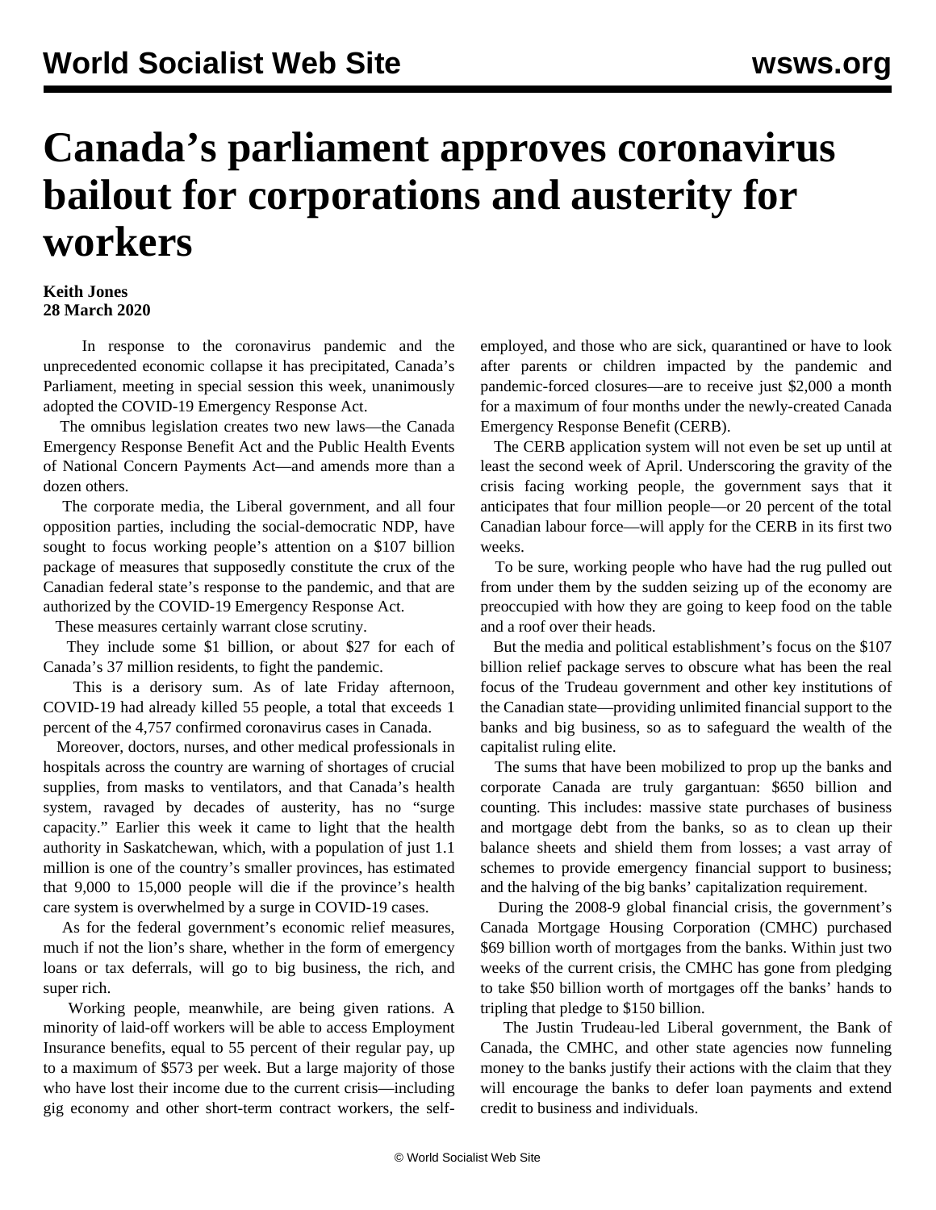# Canada's parliament approves coronavirus bailout for corporations and austerity for workers

**Keith Jones**
**28 March 2020**

In response to the coronavirus pandemic and the unprecedented economic collapse it has precipitated, Canada's Parliament, meeting in special session this week, unanimously adopted the COVID-19 Emergency Response Act.

The omnibus legislation creates two new laws—the Canada Emergency Response Benefit Act and the Public Health Events of National Concern Payments Act—and amends more than a dozen others.

The corporate media, the Liberal government, and all four opposition parties, including the social-democratic NDP, have sought to focus working people's attention on a $107 billion package of measures that supposedly constitute the crux of the Canadian federal state's response to the pandemic, and that are authorized by the COVID-19 Emergency Response Act.

These measures certainly warrant close scrutiny.

They include some $1 billion, or about $27 for each of Canada's 37 million residents, to fight the pandemic.

This is a derisory sum. As of late Friday afternoon, COVID-19 had already killed 55 people, a total that exceeds 1 percent of the 4,757 confirmed coronavirus cases in Canada.

Moreover, doctors, nurses, and other medical professionals in hospitals across the country are warning of shortages of crucial supplies, from masks to ventilators, and that Canada's health system, ravaged by decades of austerity, has no "surge capacity." Earlier this week it came to light that the health authority in Saskatchewan, which, with a population of just 1.1 million is one of the country's smaller provinces, has estimated that 9,000 to 15,000 people will die if the province's health care system is overwhelmed by a surge in COVID-19 cases.

As for the federal government's economic relief measures, much if not the lion's share, whether in the form of emergency loans or tax deferrals, will go to big business, the rich, and super rich.

Working people, meanwhile, are being given rations. A minority of laid-off workers will be able to access Employment Insurance benefits, equal to 55 percent of their regular pay, up to a maximum of $573 per week. But a large majority of those who have lost their income due to the current crisis—including gig economy and other short-term contract workers, the self-employed, and those who are sick, quarantined or have to look after parents or children impacted by the pandemic and pandemic-forced closures—are to receive just $2,000 a month for a maximum of four months under the newly-created Canada Emergency Response Benefit (CERB).

The CERB application system will not even be set up until at least the second week of April. Underscoring the gravity of the crisis facing working people, the government says that it anticipates that four million people—or 20 percent of the total Canadian labour force—will apply for the CERB in its first two weeks.

To be sure, working people who have had the rug pulled out from under them by the sudden seizing up of the economy are preoccupied with how they are going to keep food on the table and a roof over their heads.

But the media and political establishment's focus on the $107 billion relief package serves to obscure what has been the real focus of the Trudeau government and other key institutions of the Canadian state—providing unlimited financial support to the banks and big business, so as to safeguard the wealth of the capitalist ruling elite.

The sums that have been mobilized to prop up the banks and corporate Canada are truly gargantuan: $650 billion and counting. This includes: massive state purchases of business and mortgage debt from the banks, so as to clean up their balance sheets and shield them from losses; a vast array of schemes to provide emergency financial support to business; and the halving of the big banks' capitalization requirement.

During the 2008-9 global financial crisis, the government's Canada Mortgage Housing Corporation (CMHC) purchased $69 billion worth of mortgages from the banks. Within just two weeks of the current crisis, the CMHC has gone from pledging to take $50 billion worth of mortgages off the banks' hands to tripling that pledge to $150 billion.

The Justin Trudeau-led Liberal government, the Bank of Canada, the CMHC, and other state agencies now funneling money to the banks justify their actions with the claim that they will encourage the banks to defer loan payments and extend credit to business and individuals.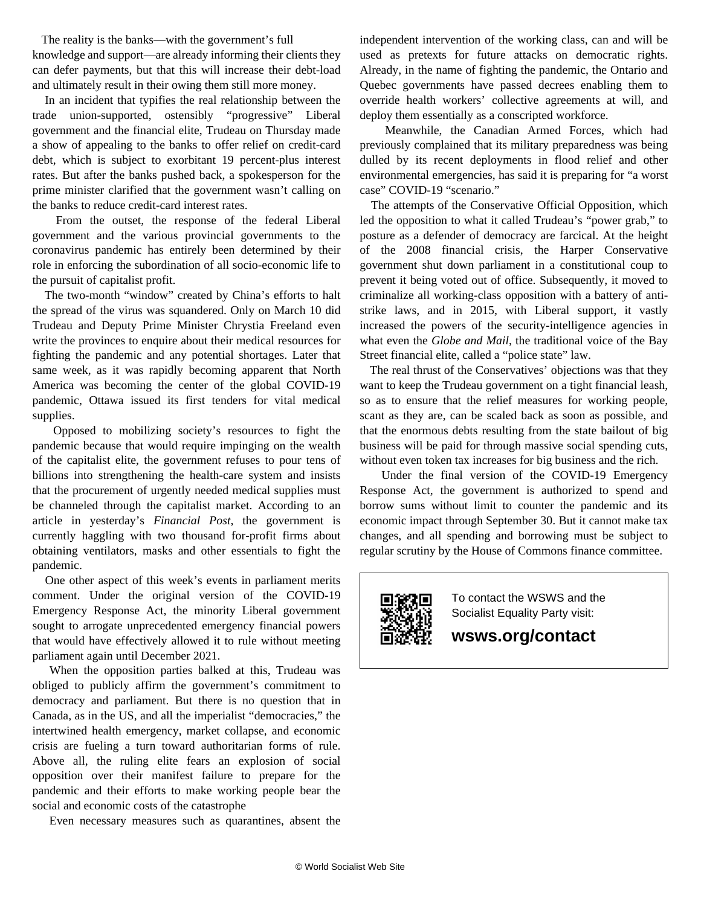The reality is the banks—with the government's full knowledge and support—are already informing their clients they can defer payments, but that this will increase their debt-load and ultimately result in their owing them still more money.

In an incident that typifies the real relationship between the trade union-supported, ostensibly "progressive" Liberal government and the financial elite, Trudeau on Thursday made a show of appealing to the banks to offer relief on credit-card debt, which is subject to exorbitant 19 percent-plus interest rates. But after the banks pushed back, a spokesperson for the prime minister clarified that the government wasn't calling on the banks to reduce credit-card interest rates.

From the outset, the response of the federal Liberal government and the various provincial governments to the coronavirus pandemic has entirely been determined by their role in enforcing the subordination of all socio-economic life to the pursuit of capitalist profit.

The two-month "window" created by China's efforts to halt the spread of the virus was squandered. Only on March 10 did Trudeau and Deputy Prime Minister Chrystia Freeland even write the provinces to enquire about their medical resources for fighting the pandemic and any potential shortages. Later that same week, as it was rapidly becoming apparent that North America was becoming the center of the global COVID-19 pandemic, Ottawa issued its first tenders for vital medical supplies.

Opposed to mobilizing society's resources to fight the pandemic because that would require impinging on the wealth of the capitalist elite, the government refuses to pour tens of billions into strengthening the health-care system and insists that the procurement of urgently needed medical supplies must be channeled through the capitalist market. According to an article in yesterday's *Financial Post*, the government is currently haggling with two thousand for-profit firms about obtaining ventilators, masks and other essentials to fight the pandemic.

One other aspect of this week's events in parliament merits comment. Under the original version of the COVID-19 Emergency Response Act, the minority Liberal government sought to arrogate unprecedented emergency financial powers that would have effectively allowed it to rule without meeting parliament again until December 2021.

When the opposition parties balked at this, Trudeau was obliged to publicly affirm the government's commitment to democracy and parliament. But there is no question that in Canada, as in the US, and all the imperialist "democracies," the intertwined health emergency, market collapse, and economic crisis are fueling a turn toward authoritarian forms of rule. Above all, the ruling elite fears an explosion of social opposition over their manifest failure to prepare for the pandemic and their efforts to make working people bear the social and economic costs of the catastrophe

Even necessary measures such as quarantines, absent the independent intervention of the working class, can and will be used as pretexts for future attacks on democratic rights. Already, in the name of fighting the pandemic, the Ontario and Quebec governments have passed decrees enabling them to override health workers' collective agreements at will, and deploy them essentially as a conscripted workforce.

Meanwhile, the Canadian Armed Forces, which had previously complained that its military preparedness was being dulled by its recent deployments in flood relief and other environmental emergencies, has said it is preparing for "a worst case" COVID-19 "scenario."

The attempts of the Conservative Official Opposition, which led the opposition to what it called Trudeau's "power grab," to posture as a defender of democracy are farcical. At the height of the 2008 financial crisis, the Harper Conservative government shut down parliament in a constitutional coup to prevent it being voted out of office. Subsequently, it moved to criminalize all working-class opposition with a battery of anti-strike laws, and in 2015, with Liberal support, it vastly increased the powers of the security-intelligence agencies in what even the *Globe and Mail*, the traditional voice of the Bay Street financial elite, called a "police state" law.

The real thrust of the Conservatives' objections was that they want to keep the Trudeau government on a tight financial leash, so as to ensure that the relief measures for working people, scant as they are, can be scaled back as soon as possible, and that the enormous debts resulting from the state bailout of big business will be paid for through massive social spending cuts, without even token tax increases for big business and the rich.

Under the final version of the COVID-19 Emergency Response Act, the government is authorized to spend and borrow sums without limit to counter the pandemic and its economic impact through September 30. But it cannot make tax changes, and all spending and borrowing must be subject to regular scrutiny by the House of Commons finance committee.

To contact the WSWS and the Socialist Equality Party visit:

**wsws.org/contact**